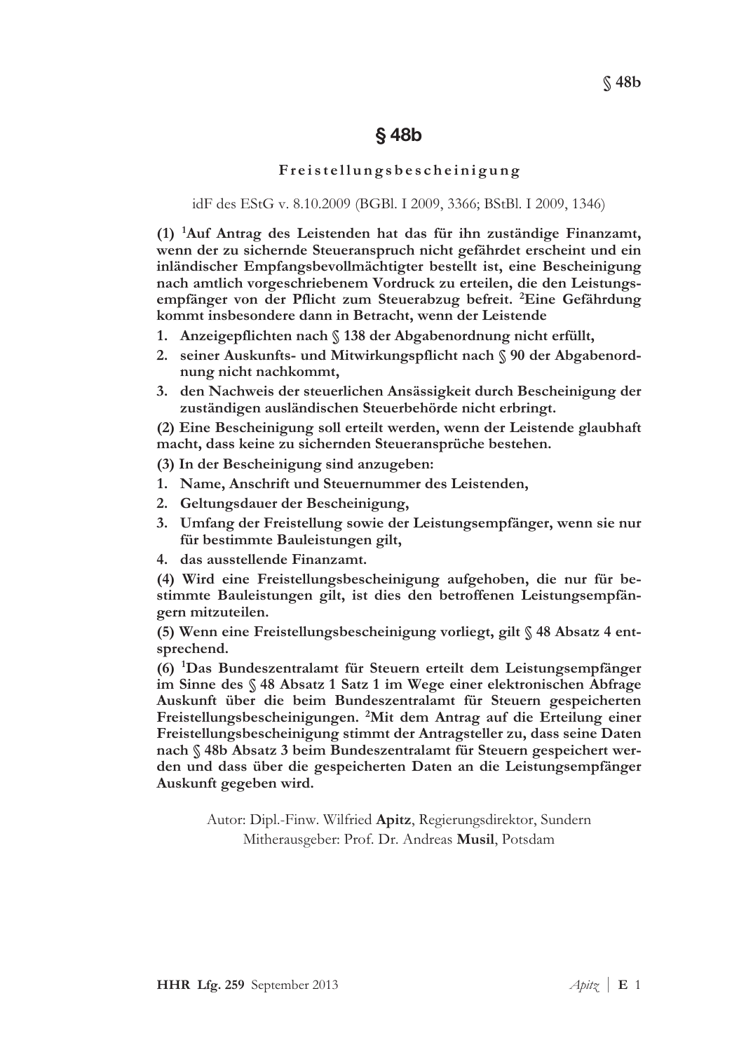# § 48b

## Freistellungsbescheinigung

idF des EStG v. 8.10.2009 (BGBl. I 2009, 3366; BStBl. I 2009, 1346)

**(1) [1]Auf Antrag des Leistenden hat das für ihn zuständige Finanzamt, wenn der zu sichernde Steueranspruch nicht gefährdet erscheint und ein inländischer Empfangsbevollmächtigter bestellt ist, eine Bescheinigung nach amtlich vorgeschriebenem Vordruck zu erteilen, die den Leistungsempfänger von der Pflicht zum Steuerabzug befreit. [2]Eine Gefährdung kommt insbesondere dann in Betracht, wenn der Leistende**

1. **Anzeigepflichten nach § 138 der Abgabenordnung nicht erfüllt,**
2. **seiner Auskunfts- und Mitwirkungspflicht nach § 90 der Abgabenordnung nicht nachkommt,**
3. **den Nachweis der steuerlichen Ansässigkeit durch Bescheinigung der zuständigen ausländischen Steuerbehörde nicht erbringt.**

**(2) Eine Bescheinigung soll erteilt werden, wenn der Leistende glaubhaft macht, dass keine zu sichernden Steueransprüche bestehen.**

**(3) In der Bescheinigung sind anzugeben:**

1. **Name, Anschrift und Steuernummer des Leistenden,**
2. **Geltungsdauer der Bescheinigung,**
3. **Umfang der Freistellung sowie der Leistungsempfänger, wenn sie nur für bestimmte Bauleistungen gilt,**
4. **das ausstellende Finanzamt.**

**(4) Wird eine Freistellungsbescheinigung aufgehoben, die nur für bestimmte Bauleistungen gilt, ist dies den betroffenen Leistungsempfängern mitzuteilen.**

**(5) Wenn eine Freistellungsbescheinigung vorliegt, gilt § 48 Absatz 4 entsprechend.**

**(6) [1]Das Bundeszentralamt für Steuern erteilt dem Leistungsempfänger im Sinne des § 48 Absatz 1 Satz 1 im Wege einer elektronischen Abfrage Auskunft über die beim Bundeszentralamt für Steuern gespeicherten Freistellungsbescheinigungen. [2]Mit dem Antrag auf die Erteilung einer Freistellungsbescheinigung stimmt der Antragsteller zu, dass seine Daten nach § 48b Absatz 3 beim Bundeszentralamt für Steuern gespeichert werden und dass über die gespeicherten Daten an die Leistungsempfänger Auskunft gegeben wird.**

Autor: Dipl.-Finw. Wilfried **Apitz**, Regierungsdirektor, Sundern
Mitherausgeber: Prof. Dr. Andreas **Musil**, Potsdam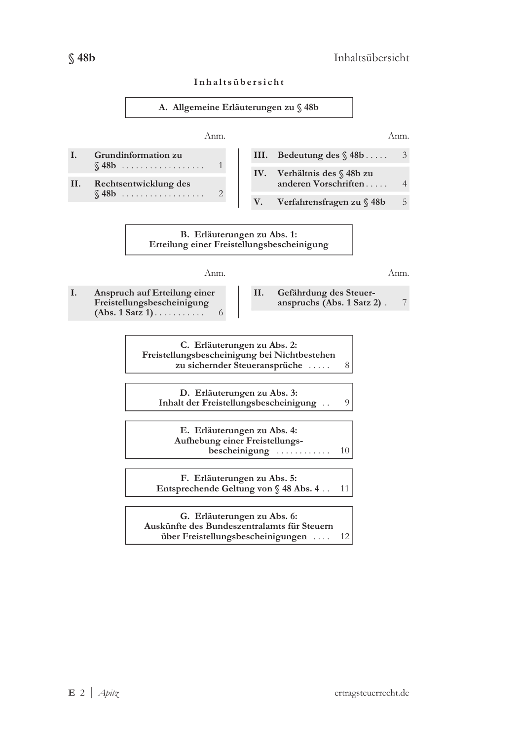## Inhaltsübersicht

### A. Allgemeine Erläuterungen zu § 48b

| | | Anm. |
|---|---|---|
| I. | Grundinformation zu § 48b | 1 |
| II. | Rechtsentwicklung des § 48b | 2 |
| III. | Bedeutung des § 48b | 3 |
| IV. | Verhältnis des § 48b zu anderen Vorschriften | 4 |
| V. | Verfahrensfragen zu § 48b | 5 |

### B. Erläuterungen zu Abs. 1: Erteilung einer Freistellungsbescheinigung

| | | Anm. |
|---|---|---|
| I. | Anspruch auf Erteilung einer Freistellungsbescheinigung (Abs. 1 Satz 1) | 6 |
| II. | Gefährdung des Steueranspruchs (Abs. 1 Satz 2) | 7 |

### C. Erläuterungen zu Abs. 2: Freistellungsbescheinigung bei Nichtbestehen zu sichernder Steueransprüche ..... 8

### D. Erläuterungen zu Abs. 3: Inhalt der Freistellungsbescheinigung .. 9

### E. Erläuterungen zu Abs. 4: Aufhebung einer Freistellungsbescheinigung ............ 10

### F. Erläuterungen zu Abs. 5: Entsprechende Geltung von § 48 Abs. 4 .. 11

### G. Erläuterungen zu Abs. 6: Auskünfte des Bundeszentralamts für Steuern über Freistellungsbescheinigungen .... 12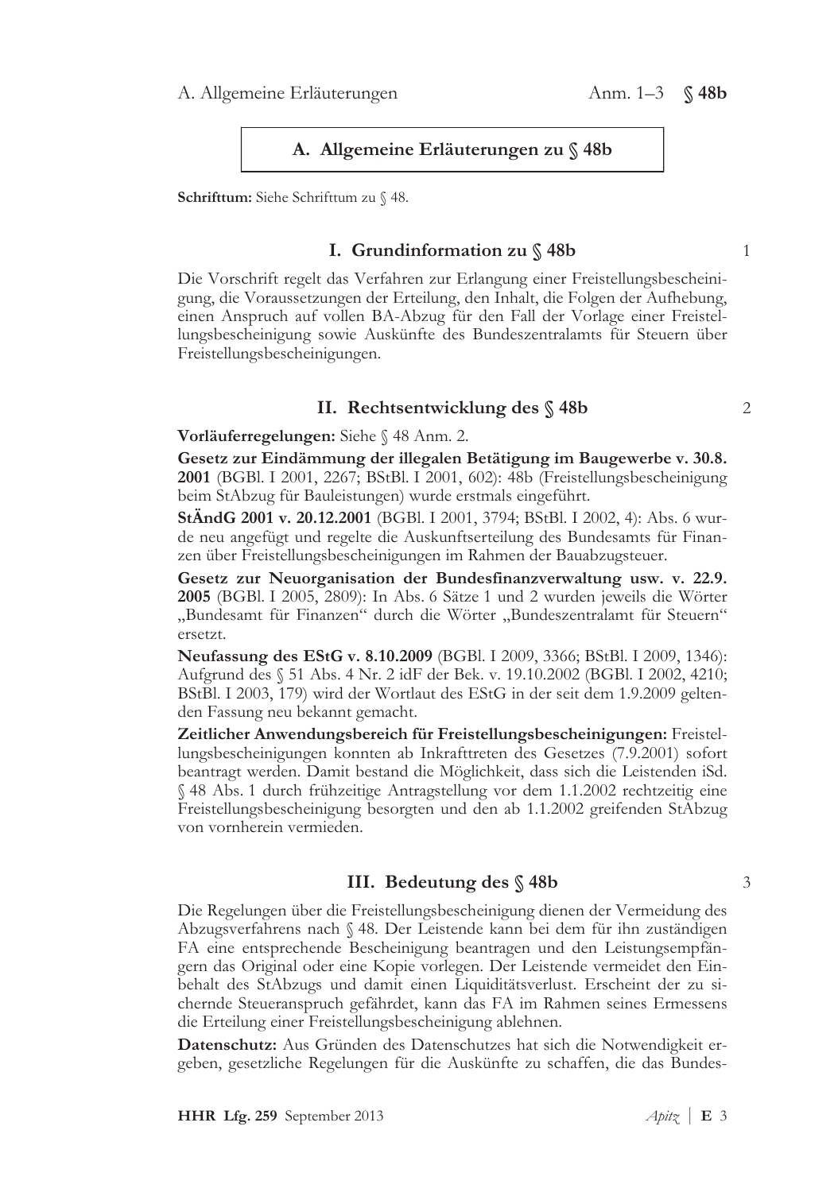## A. Allgemeine Erläuterungen zu § 48b

**Schrifttum:** Siehe Schrifttum zu § 48.

### I. Grundinformation zu § 48b

1

Die Vorschrift regelt das Verfahren zur Erlangung einer Freistellungsbescheinigung, die Voraussetzungen der Erteilung, den Inhalt, die Folgen der Aufhebung, einen Anspruch auf vollen BA-Abzug für den Fall der Vorlage einer Freistellungsbescheinigung sowie Auskünfte des Bundeszentralamts für Steuern über Freistellungsbescheinigungen.

### II. Rechtsentwicklung des § 48b

2

**Vorläuferregelungen:** Siehe § 48 Anm. 2.

**Gesetz zur Eindämmung der illegalen Betätigung im Baugewerbe v. 30.8. 2001** (BGBl. I 2001, 2267; BStBl. I 2001, 602): 48b (Freistellungsbescheinigung beim StAbzug für Bauleistungen) wurde erstmals eingeführt.

**StÄndG 2001 v. 20.12.2001** (BGBl. I 2001, 3794; BStBl. I 2002, 4): Abs. 6 wurde neu angefügt und regelte die Auskunftserteilung des Bundesamts für Finanzen über Freistellungsbescheinigungen im Rahmen der Bauabzugsteuer.

**Gesetz zur Neuorganisation der Bundesfinanzverwaltung usw. v. 22.9. 2005** (BGBl. I 2005, 2809): In Abs. 6 Sätze 1 und 2 wurden jeweils die Wörter „Bundesamt für Finanzen" durch die Wörter „Bundeszentralamt für Steuern" ersetzt.

**Neufassung des EStG v. 8.10.2009** (BGBl. I 2009, 3366; BStBl. I 2009, 1346): Aufgrund des § 51 Abs. 4 Nr. 2 idF der Bek. v. 19.10.2002 (BGBl. I 2002, 4210; BStBl. I 2003, 179) wird der Wortlaut des EStG in der seit dem 1.9.2009 geltenden Fassung neu bekannt gemacht.

**Zeitlicher Anwendungsbereich für Freistellungsbescheinigungen:** Freistellungsbescheinigungen konnten ab Inkrafttreten des Gesetzes (7.9.2001) sofort beantragt werden. Damit bestand die Möglichkeit, dass sich die Leistenden iSd. § 48 Abs. 1 durch frühzeitige Antragstellung vor dem 1.1.2002 rechtzeitig eine Freistellungsbescheinigung besorgten und den ab 1.1.2002 greifenden StAbzug von vornherein vermieden.

### III. Bedeutung des § 48b

3

Die Regelungen über die Freistellungsbescheinigung dienen der Vermeidung des Abzugsverfahrens nach § 48. Der Leistende kann bei dem für ihn zuständigen FA eine entsprechende Bescheinigung beantragen und den Leistungsempfängern das Original oder eine Kopie vorlegen. Der Leistende vermeidet den Einbehalt des StAbzugs und damit einen Liquiditätsverlust. Erscheint der zu sichernde Steueranspruch gefährdet, kann das FA im Rahmen seines Ermessens die Erteilung einer Freistellungsbescheinigung ablehnen.

**Datenschutz:** Aus Gründen des Datenschutzes hat sich die Notwendigkeit ergeben, gesetzliche Regelungen für die Auskünfte zu schaffen, die das Bundes-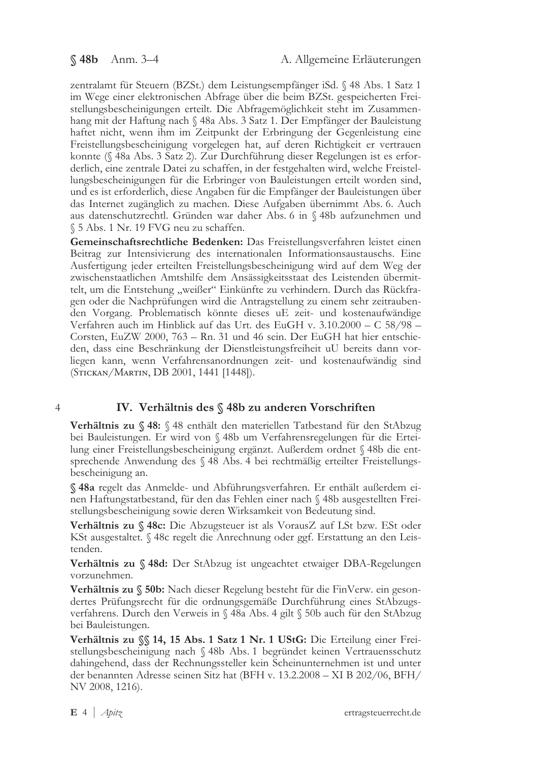zentralamt für Steuern (BZSt.) dem Leistungsempfänger iSd. § 48 Abs. 1 Satz 1 im Wege einer elektronischen Abfrage über die beim BZSt. gespeicherten Freistellungsbescheinigungen erteilt. Die Abfragemöglichkeit steht im Zusammenhang mit der Haftung nach § 48a Abs. 3 Satz 1. Der Empfänger der Bauleistung haftet nicht, wenn ihm im Zeitpunkt der Erbringung der Gegenleistung eine Freistellungsbescheinigung vorgelegen hat, auf deren Richtigkeit er vertrauen konnte (§ 48a Abs. 3 Satz 2). Zur Durchführung dieser Regelungen ist es erforderlich, eine zentrale Datei zu schaffen, in der festgehalten wird, welche Freistellungsbescheinigungen für die Erbringer von Bauleistungen erteilt worden sind, und es ist erforderlich, diese Angaben für die Empfänger der Bauleistungen über das Internet zugänglich zu machen. Diese Aufgaben übernimmt Abs. 6. Auch aus datenschutzrechtl. Gründen war daher Abs. 6 in § 48b aufzunehmen und § 5 Abs. 1 Nr. 19 FVG neu zu schaffen.

**Gemeinschaftsrechtliche Bedenken:** Das Freistellungsverfahren leistet einen Beitrag zur Intensivierung des internationalen Informationsaustauschs. Eine Ausfertigung jeder erteilten Freistellungsbescheinigung wird auf dem Weg der zwischenstaatlichen Amtshilfe dem Ansässigkeitsstaat des Leistenden übermittelt, um die Entstehung „weißer" Einkünfte zu verhindern. Durch das Rückfragen oder die Nachprüfungen wird die Antragstellung zu einem sehr zeitraubenden Vorgang. Problematisch könnte dieses uE zeit- und kostenaufwändige Verfahren auch im Hinblick auf das Urt. des EuGH v. 3.10.2000 – C 58/98 – Corsten, EuZW 2000, 763 – Rn. 31 und 46 sein. Der EuGH hat hier entschieden, dass eine Beschränkung der Dienstleistungsfreiheit uU bereits dann vorliegen kann, wenn Verfahrensanordnungen zeit- und kostenaufwändig sind (Stickan/Martin, DB 2001, 1441 [1448]).

4

## IV. Verhältnis des § 48b zu anderen Vorschriften

**Verhältnis zu § 48:** § 48 enthält den materiellen Tatbestand für den StAbzug bei Bauleistungen. Er wird von § 48b um Verfahrensregelungen für die Erteilung einer Freistellungsbescheinigung ergänzt. Außerdem ordnet § 48b die entsprechende Anwendung des § 48 Abs. 4 bei rechtmäßig erteilter Freistellungsbescheinigung an.

**§ 48a** regelt das Anmelde- und Abführungsverfahren. Er enthält außerdem einen Haftungstatbestand, für den das Fehlen einer nach § 48b ausgestellten Freistellungsbescheinigung sowie deren Wirksamkeit von Bedeutung sind.

**Verhältnis zu § 48c:** Die Abzugsteuer ist als VorausZ auf LSt bzw. ESt oder KSt ausgestaltet. § 48c regelt die Anrechnung oder ggf. Erstattung an den Leistenden.

**Verhältnis zu § 48d:** Der StAbzug ist ungeachtet etwaiger DBA-Regelungen vorzunehmen.

**Verhältnis zu § 50b:** Nach dieser Regelung besteht für die FinVerw. ein gesondertes Prüfungsrecht für die ordnungsgemäße Durchführung eines StAbzugsverfahrens. Durch den Verweis in § 48a Abs. 4 gilt § 50b auch für den StAbzug bei Bauleistungen.

**Verhältnis zu §§ 14, 15 Abs. 1 Satz 1 Nr. 1 UStG:** Die Erteilung einer Freistellungsbescheinigung nach § 48b Abs. 1 begründet keinen Vertrauensschutz dahingehend, dass der Rechnungssteller kein Scheinunternehmen ist und unter der benannten Adresse seinen Sitz hat (BFH v. 13.2.2008 – XI B 202/06, BFH/NV 2008, 1216).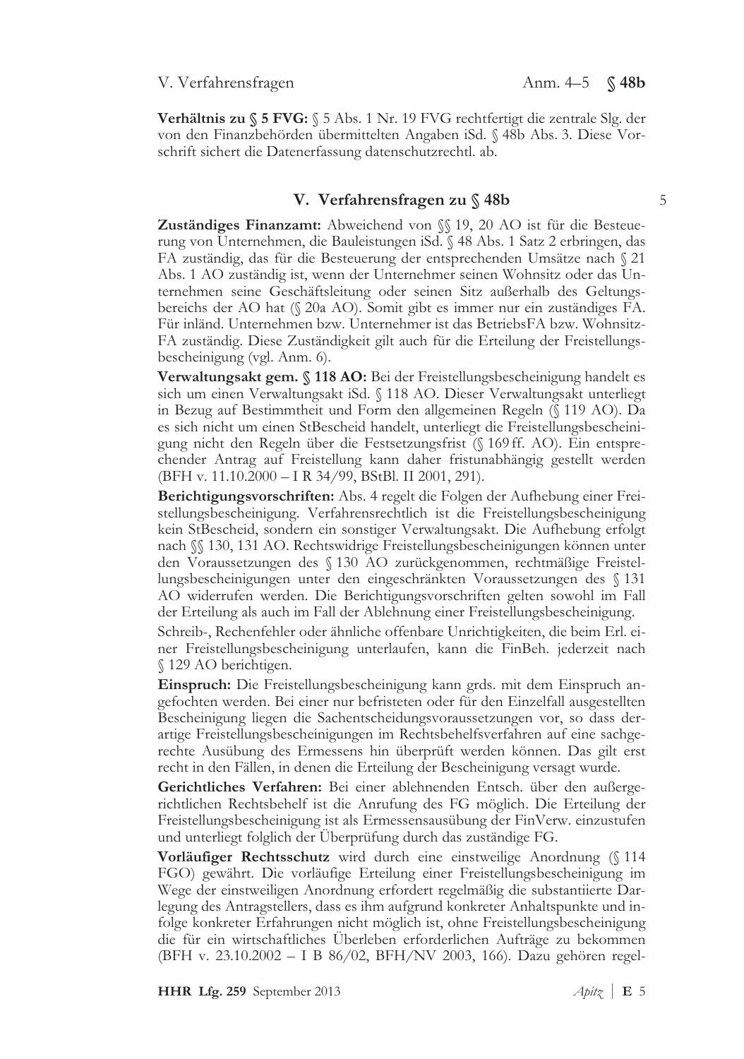**Verhältnis zu § 5 FVG:** § 5 Abs. 1 Nr. 19 FVG rechtfertigt die zentrale Slg. der von den Finanzbehörden übermittelten Angaben iSd. § 48b Abs. 3. Diese Vorschrift sichert die Datenerfassung datenschutzrechtl. ab.

## V. Verfahrensfragen zu § 48b

5

**Zuständiges Finanzamt:** Abweichend von §§ 19, 20 AO ist für die Besteuerung von Unternehmen, die Bauleistungen iSd. § 48 Abs. 1 Satz 2 erbringen, das FA zuständig, das für die Besteuerung der entsprechenden Umsätze nach § 21 Abs. 1 AO zuständig ist, wenn der Unternehmer seinen Wohnsitz oder das Unternehmen seine Geschäftsleitung oder seinen Sitz außerhalb des Geltungsbereichs der AO hat (§ 20a AO). Somit gibt es immer nur ein zuständiges FA. Für inländ. Unternehmen bzw. Unternehmer ist das BetriebsFA bzw. WohnsitzFA zuständig. Diese Zuständigkeit gilt auch für die Erteilung der Freistellungsbescheinigung (vgl. Anm. 6).

**Verwaltungsakt gem. § 118 AO:** Bei der Freistellungsbescheinigung handelt es sich um einen Verwaltungsakt iSd. § 118 AO. Dieser Verwaltungsakt unterliegt in Bezug auf Bestimmtheit und Form den allgemeinen Regeln (§ 119 AO). Da es sich nicht um einen StBescheid handelt, unterliegt die Freistellungsbescheinigung nicht den Regeln über die Festsetzungsfrist (§ 169 ff. AO). Ein entsprechender Antrag auf Freistellung kann daher fristunabhängig gestellt werden (BFH v. 11.10.2000 – I R 34/99, BStBl. II 2001, 291).

**Berichtigungsvorschriften:** Abs. 4 regelt die Folgen der Aufhebung einer Freistellungsbescheinigung. Verfahrensrechtlich ist die Freistellungsbescheinigung kein StBescheid, sondern ein sonstiger Verwaltungsakt. Die Aufhebung erfolgt nach §§ 130, 131 AO. Rechtswidrige Freistellungsbescheinigungen können unter den Voraussetzungen des § 130 AO zurückgenommen, rechtmäßige Freistellungsbescheinigungen unter den eingeschränkten Voraussetzungen des § 131 AO widerrufen werden. Die Berichtigungsvorschriften gelten sowohl im Fall der Erteilung als auch im Fall der Ablehnung einer Freistellungsbescheinigung.

Schreib-, Rechenfehler oder ähnliche offenbare Unrichtigkeiten, die beim Erl. einer Freistellungsbescheinigung unterlaufen, kann die FinBeh. jederzeit nach § 129 AO berichtigen.

**Einspruch:** Die Freistellungsbescheinigung kann grds. mit dem Einspruch angefochten werden. Bei einer nur befristeten oder für den Einzelfall ausgestellten Bescheinigung liegen die Sachentscheidungsvoraussetzungen vor, so dass derartige Freistellungsbescheinigungen im Rechtsbehelfsverfahren auf eine sachgerechte Ausübung des Ermessens hin überprüft werden können. Das gilt erst recht in den Fällen, in denen die Erteilung der Bescheinigung versagt wurde.

**Gerichtliches Verfahren:** Bei einer ablehnenden Entsch. über den außergerichtlichen Rechtsbehelf ist die Anrufung des FG möglich. Die Erteilung der Freistellungsbescheinigung ist als Ermessensausübung der FinVerw. einzustufen und unterliegt folglich der Überprüfung durch das zuständige FG.

**Vorläufiger Rechtsschutz** wird durch eine einstweilige Anordnung (§ 114 FGO) gewährt. Die vorläufige Erteilung einer Freistellungsbescheinigung im Wege der einstweiligen Anordnung erfordert regelmäßig die substantiierte Darlegung des Antragstellers, dass es ihm aufgrund konkreter Anhaltspunkte und infolge konkreter Erfahrungen nicht möglich ist, ohne Freistellungsbescheinigung die für ein wirtschaftliches Überleben erforderlichen Aufträge zu bekommen (BFH v. 23.10.2002 – I B 86/02, BFH/NV 2003, 166). Dazu gehören regel-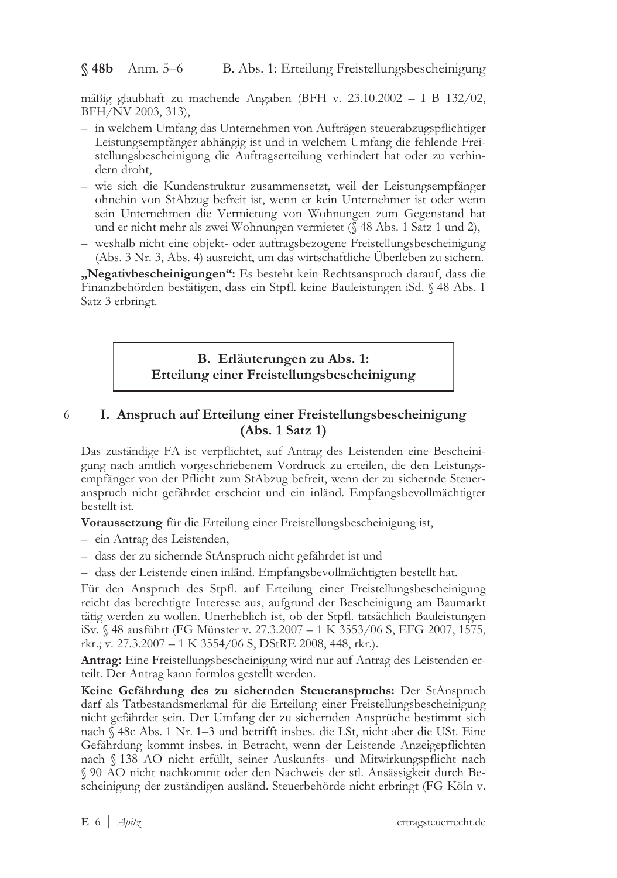mäßig glaubhaft zu machende Angaben (BFH v. 23.10.2002 – I B 132/02, BFH/NV 2003, 313),

- in welchem Umfang das Unternehmen von Aufträgen steuerabzugspflichtiger Leistungsempfänger abhängig ist und in welchem Umfang die fehlende Freistellungsbescheinigung die Auftragserteilung verhindert hat oder zu verhindern droht,
- wie sich die Kundenstruktur zusammensetzt, weil der Leistungsempfänger ohnehin von StAbzug befreit ist, wenn er kein Unternehmer ist oder wenn sein Unternehmen die Vermietung von Wohnungen zum Gegenstand hat und er nicht mehr als zwei Wohnungen vermietet (§ 48 Abs. 1 Satz 1 und 2),
- weshalb nicht eine objekt- oder auftragsbezogene Freistellungsbescheinigung (Abs. 3 Nr. 3, Abs. 4) ausreicht, um das wirtschaftliche Überleben zu sichern.

**„Negativbescheinigungen":** Es besteht kein Rechtsanspruch darauf, dass die Finanzbehörden bestätigen, dass ein Stpfl. keine Bauleistungen iSd. § 48 Abs. 1 Satz 3 erbringt.

## B. Erläuterungen zu Abs. 1: Erteilung einer Freistellungsbescheinigung

### 6 I. Anspruch auf Erteilung einer Freistellungsbescheinigung (Abs. 1 Satz 1)

Das zuständige FA ist verpflichtet, auf Antrag des Leistenden eine Bescheinigung nach amtlich vorgeschriebenem Vordruck zu erteilen, die den Leistungsempfänger von der Pflicht zum StAbzug befreit, wenn der zu sichernde Steueranspruch nicht gefährdet erscheint und ein inländ. Empfangsbevollmächtigter bestellt ist.

**Voraussetzung** für die Erteilung einer Freistellungsbescheinigung ist,

- ein Antrag des Leistenden,
- dass der zu sichernde StAnspruch nicht gefährdet ist und
- dass der Leistende einen inländ. Empfangsbevollmächtigten bestellt hat.

Für den Anspruch des Stpfl. auf Erteilung einer Freistellungsbescheinigung reicht das berechtigte Interesse aus, aufgrund der Bescheinigung am Baumarkt tätig werden zu wollen. Unerheblich ist, ob der Stpfl. tatsächlich Bauleistungen iSv. § 48 ausführt (FG Münster v. 27.3.2007 – 1 K 3553/06 S, EFG 2007, 1575, rkr.; v. 27.3.2007 – 1 K 3554/06 S, DStRE 2008, 448, rkr.).

**Antrag:** Eine Freistellungsbescheinigung wird nur auf Antrag des Leistenden erteilt. Der Antrag kann formlos gestellt werden.

**Keine Gefährdung des zu sichernden Steueranspruchs:** Der StAnspruch darf als Tatbestandsmerkmal für die Erteilung einer Freistellungsbescheinigung nicht gefährdet sein. Der Umfang der zu sichernden Ansprüche bestimmt sich nach § 48c Abs. 1 Nr. 1–3 und betrifft insbes. die LSt, nicht aber die USt. Eine Gefährdung kommt insbes. in Betracht, wenn der Leistende Anzeigepflichten nach § 138 AO nicht erfüllt, seiner Auskunfts- und Mitwirkungspflicht nach § 90 AO nicht nachkommt oder den Nachweis der stl. Ansässigkeit durch Bescheinigung der zuständigen ausländ. Steuerbehörde nicht erbringt (FG Köln v.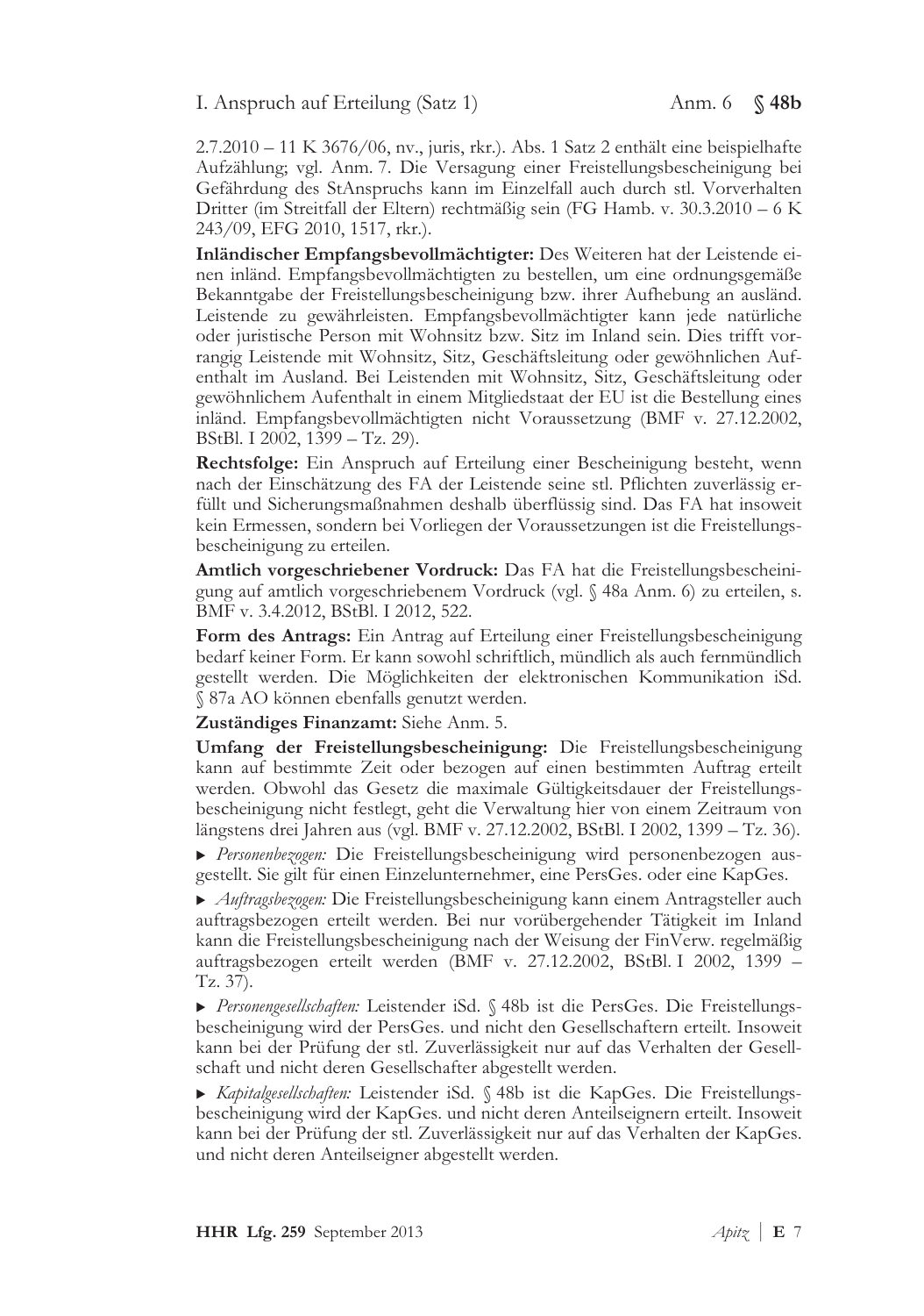2.7.2010 – 11 K 3676/06, nv., juris, rkr.). Abs. 1 Satz 2 enthält eine beispielhafte Aufzählung; vgl. Anm. 7. Die Versagung einer Freistellungsbescheinigung bei Gefährdung des StAnspruchs kann im Einzelfall auch durch stl. Vorverhalten Dritter (im Streitfall der Eltern) rechtmäßig sein (FG Hamb. v. 30.3.2010 – 6 K 243/09, EFG 2010, 1517, rkr.).

**Inländischer Empfangsbevollmächtigter:** Des Weiteren hat der Leistende einen inländ. Empfangsbevollmächtigten zu bestellen, um eine ordnungsgemäße Bekanntgabe der Freistellungsbescheinigung bzw. ihrer Aufhebung an ausländ. Leistende zu gewährleisten. Empfangsbevollmächtigter kann jede natürliche oder juristische Person mit Wohnsitz bzw. Sitz im Inland sein. Dies trifft vorrangig Leistende mit Wohnsitz, Sitz, Geschäftsleitung oder gewöhnlichen Aufenthalt im Ausland. Bei Leistenden mit Wohnsitz, Sitz, Geschäftsleitung oder gewöhnlichem Aufenthalt in einem Mitgliedstaat der EU ist die Bestellung eines inländ. Empfangsbevollmächtigten nicht Voraussetzung (BMF v. 27.12.2002, BStBl. I 2002, 1399 – Tz. 29).

**Rechtsfolge:** Ein Anspruch auf Erteilung einer Bescheinigung besteht, wenn nach der Einschätzung des FA der Leistende seine stl. Pflichten zuverlässig erfüllt und Sicherungsmaßnahmen deshalb überflüssig sind. Das FA hat insoweit kein Ermessen, sondern bei Vorliegen der Voraussetzungen ist die Freistellungsbescheinigung zu erteilen.

**Amtlich vorgeschriebener Vordruck:** Das FA hat die Freistellungsbescheinigung auf amtlich vorgeschriebenem Vordruck (vgl. § 48a Anm. 6) zu erteilen, s. BMF v. 3.4.2012, BStBl. I 2012, 522.

**Form des Antrags:** Ein Antrag auf Erteilung einer Freistellungsbescheinigung bedarf keiner Form. Er kann sowohl schriftlich, mündlich als auch fernmündlich gestellt werden. Die Möglichkeiten der elektronischen Kommunikation iSd. § 87a AO können ebenfalls genutzt werden.

**Zuständiges Finanzamt:** Siehe Anm. 5.

**Umfang der Freistellungsbescheinigung:** Die Freistellungsbescheinigung kann auf bestimmte Zeit oder bezogen auf einen bestimmten Auftrag erteilt werden. Obwohl das Gesetz die maximale Gültigkeitsdauer der Freistellungsbescheinigung nicht festlegt, geht die Verwaltung hier von einem Zeitraum von längstens drei Jahren aus (vgl. BMF v. 27.12.2002, BStBl. I 2002, 1399 – Tz. 36).

- *Personenbezogen:* Die Freistellungsbescheinigung wird personenbezogen ausgestellt. Sie gilt für einen Einzelunternehmer, eine PersGes. oder eine KapGes.
- *Auftragsbezogen:* Die Freistellungsbescheinigung kann einem Antragsteller auch auftragsbezogen erteilt werden. Bei nur vorübergehender Tätigkeit im Inland kann die Freistellungsbescheinigung nach der Weisung der FinVerw. regelmäßig auftragsbezogen erteilt werden (BMF v. 27.12.2002, BStBl. I 2002, 1399 – Tz. 37).
- *Personengesellschaften:* Leistender iSd. § 48b ist die PersGes. Die Freistellungsbescheinigung wird der PersGes. und nicht den Gesellschaftern erteilt. Insoweit kann bei der Prüfung der stl. Zuverlässigkeit nur auf das Verhalten der Gesellschaft und nicht deren Gesellschafter abgestellt werden.
- *Kapitalgesellschaften:* Leistender iSd. § 48b ist die KapGes. Die Freistellungsbescheinigung wird der KapGes. und nicht deren Anteilseignern erteilt. Insoweit kann bei der Prüfung der stl. Zuverlässigkeit nur auf das Verhalten der KapGes. und nicht deren Anteilseigner abgestellt werden.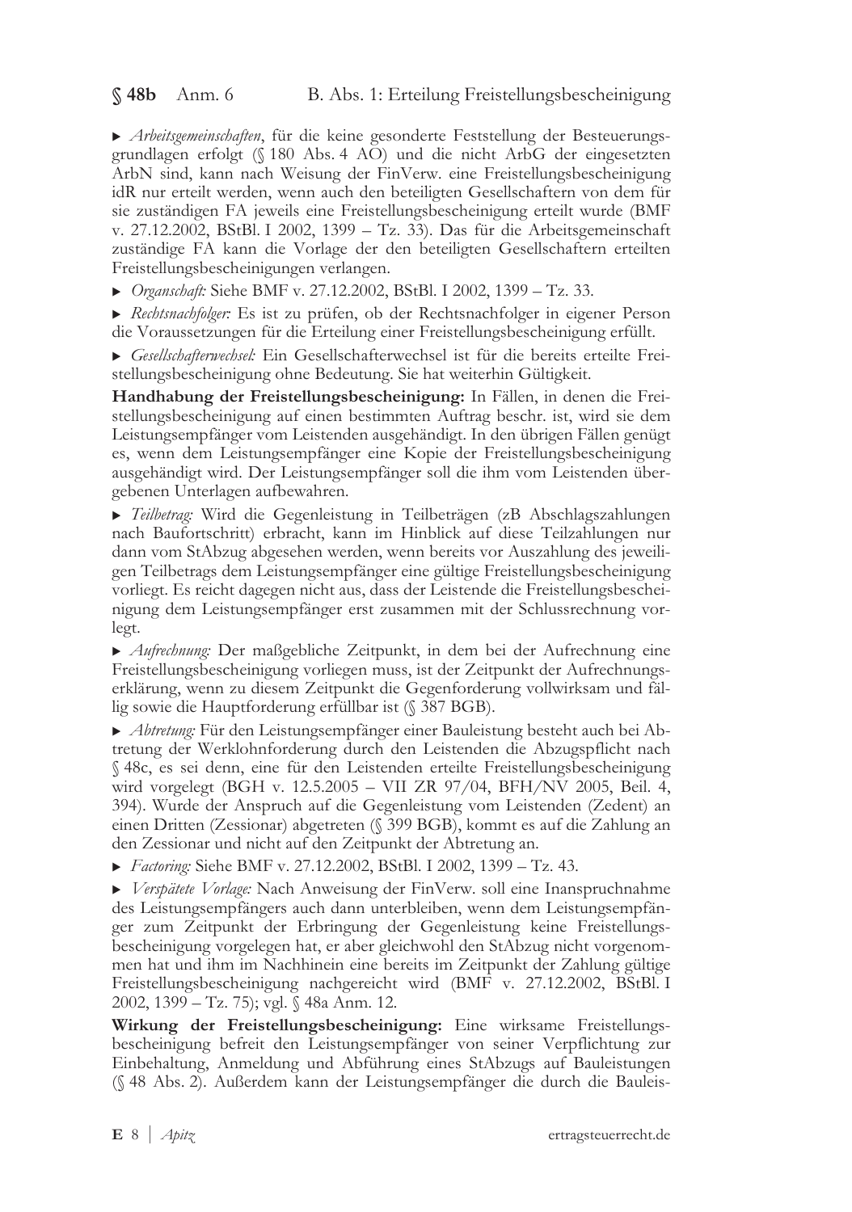► *Arbeitsgemeinschaften*, für die keine gesonderte Feststellung der Besteuerungsgrundlagen erfolgt (§ 180 Abs. 4 AO) und die nicht ArbG der eingesetzten ArbN sind, kann nach Weisung der FinVerw. eine Freistellungsbescheinigung idR nur erteilt werden, wenn auch den beteiligten Gesellschaftern von dem für sie zuständigen FA jeweils eine Freistellungsbescheinigung erteilt wurde (BMF v. 27.12.2002, BStBl. I 2002, 1399 – Tz. 33). Das für die Arbeitsgemeinschaft zuständige FA kann die Vorlage der den beteiligten Gesellschaftern erteilten Freistellungsbescheinigungen verlangen.

► *Organschaft:* Siehe BMF v. 27.12.2002, BStBl. I 2002, 1399 – Tz. 33.

► *Rechtsnachfolger:* Es ist zu prüfen, ob der Rechtsnachfolger in eigener Person die Voraussetzungen für die Erteilung einer Freistellungsbescheinigung erfüllt.

► *Gesellschafterwechsel:* Ein Gesellschafterwechsel ist für die bereits erteilte Freistellungsbescheinigung ohne Bedeutung. Sie hat weiterhin Gültigkeit.

**Handhabung der Freistellungsbescheinigung:** In Fällen, in denen die Freistellungsbescheinigung auf einen bestimmten Auftrag beschr. ist, wird sie dem Leistungsempfänger vom Leistenden ausgehändigt. In den übrigen Fällen genügt es, wenn dem Leistungsempfänger eine Kopie der Freistellungsbescheinigung ausgehändigt wird. Der Leistungsempfänger soll die ihm vom Leistenden übergebenen Unterlagen aufbewahren.

► *Teilbetrag:* Wird die Gegenleistung in Teilbeträgen (zB Abschlagszahlungen nach Baufortschritt) erbracht, kann im Hinblick auf diese Teilzahlungen nur dann vom StAbzug abgesehen werden, wenn bereits vor Auszahlung des jeweiligen Teilbetrags dem Leistungsempfänger eine gültige Freistellungsbescheinigung vorliegt. Es reicht dagegen nicht aus, dass der Leistende die Freistellungsbescheinigung dem Leistungsempfänger erst zusammen mit der Schlussrechnung vorlegt.

► *Aufrechnung:* Der maßgebliche Zeitpunkt, in dem bei der Aufrechnung eine Freistellungsbescheinigung vorliegen muss, ist der Zeitpunkt der Aufrechnungserklärung, wenn zu diesem Zeitpunkt die Gegenforderung vollwirksam und fällig sowie die Hauptforderung erfüllbar ist (§ 387 BGB).

► *Abtretung:* Für den Leistungsempfänger einer Bauleistung besteht auch bei Abtretung der Werklohnforderung durch den Leistenden die Abzugspflicht nach § 48c, es sei denn, eine für den Leistenden erteilte Freistellungsbescheinigung wird vorgelegt (BGH v. 12.5.2005 – VII ZR 97/04, BFH/NV 2005, Beil. 4, 394). Wurde der Anspruch auf die Gegenleistung vom Leistenden (Zedent) an einen Dritten (Zessionar) abgetreten (§ 399 BGB), kommt es auf die Zahlung an den Zessionar und nicht auf den Zeitpunkt der Abtretung an.

► *Factoring:* Siehe BMF v. 27.12.2002, BStBl. I 2002, 1399 – Tz. 43.

► *Verspätete Vorlage:* Nach Anweisung der FinVerw. soll eine Inanspruchnahme des Leistungsempfängers auch dann unterbleiben, wenn dem Leistungsempfänger zum Zeitpunkt der Erbringung der Gegenleistung keine Freistellungsbescheinigung vorgelegen hat, er aber gleichwohl den StAbzug nicht vorgenommen hat und ihm im Nachhinein eine bereits im Zeitpunkt der Zahlung gültige Freistellungsbescheinigung nachgereicht wird (BMF v. 27.12.2002, BStBl. I 2002, 1399 – Tz. 75); vgl. § 48a Anm. 12.

**Wirkung der Freistellungsbescheinigung:** Eine wirksame Freistellungsbescheinigung befreit den Leistungsempfänger von seiner Verpflichtung zur Einbehaltung, Anmeldung und Abführung eines StAbzugs auf Bauleistungen (§ 48 Abs. 2). Außerdem kann der Leistungsempfänger die durch die Bauleis-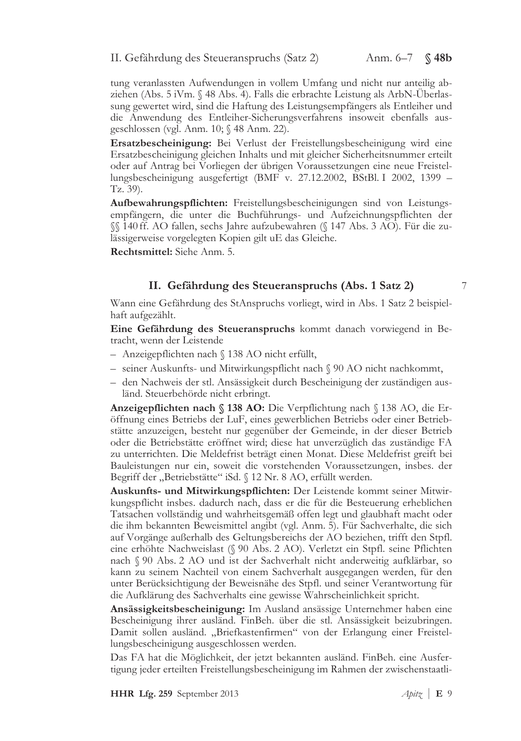tung veranlassten Aufwendungen in vollem Umfang und nicht nur anteilig abziehen (Abs. 5 iVm. § 48 Abs. 4). Falls die erbrachte Leistung als ArbN-Überlassung gewertet wird, sind die Haftung des Leistungsempfängers als Entleiher und die Anwendung des Entleiher-Sicherungsverfahrens insoweit ebenfalls ausgeschlossen (vgl. Anm. 10; § 48 Anm. 22).

**Ersatzbescheinigung:** Bei Verlust der Freistellungsbescheinigung wird eine Ersatzbescheinigung gleichen Inhalts und mit gleicher Sicherheitsnummer erteilt oder auf Antrag bei Vorliegen der übrigen Voraussetzungen eine neue Freistellungsbescheinigung ausgefertigt (BMF v. 27.12.2002, BStBl. I 2002, 1399 – Tz. 39).

**Aufbewahrungspflichten:** Freistellungsbescheinigungen sind von Leistungsempfängern, die unter die Buchführungs- und Aufzeichnungspflichten der §§ 140 ff. AO fallen, sechs Jahre aufzubewahren (§ 147 Abs. 3 AO). Für die zulässigerweise vorgelegten Kopien gilt uE das Gleiche.

**Rechtsmittel:** Siehe Anm. 5.

## II. Gefährdung des Steueranspruchs (Abs. 1 Satz 2)

7

Wann eine Gefährdung des StAnspruchs vorliegt, wird in Abs. 1 Satz 2 beispielhaft aufgezählt.

**Eine Gefährdung des Steueranspruchs** kommt danach vorwiegend in Betracht, wenn der Leistende

– Anzeigepflichten nach § 138 AO nicht erfüllt,
– seiner Auskunfts- und Mitwirkungspflicht nach § 90 AO nicht nachkommt,
– den Nachweis der stl. Ansässigkeit durch Bescheinigung der zuständigen ausländ. Steuerbehörde nicht erbringt.

**Anzeigepflichten nach § 138 AO:** Die Verpflichtung nach § 138 AO, die Eröffnung eines Betriebs der LuF, eines gewerblichen Betriebs oder einer Betriebstätte anzuzeigen, besteht nur gegenüber der Gemeinde, in der dieser Betrieb oder die Betriebstätte eröffnet wird; diese hat unverzüglich das zuständige FA zu unterrichten. Die Meldefrist beträgt einen Monat. Diese Meldefrist greift bei Bauleistungen nur ein, soweit die vorstehenden Voraussetzungen, insbes. der Begriff der „Betriebstätte" iSd. § 12 Nr. 8 AO, erfüllt werden.

**Auskunfts- und Mitwirkungspflichten:** Der Leistende kommt seiner Mitwirkungspflicht insbes. dadurch nach, dass er die für die Besteuerung erheblichen Tatsachen vollständig und wahrheitsgemäß offen legt und glaubhaft macht oder die ihm bekannten Beweismittel angibt (vgl. Anm. 5). Für Sachverhalte, die sich auf Vorgänge außerhalb des Geltungsbereichs der AO beziehen, trifft den Stpfl. eine erhöhte Nachweislast (§ 90 Abs. 2 AO). Verletzt ein Stpfl. seine Pflichten nach § 90 Abs. 2 AO und ist der Sachverhalt nicht anderweitig aufklärbar, so kann zu seinem Nachteil von einem Sachverhalt ausgegangen werden, für den unter Berücksichtigung der Beweisnähe des Stpfl. und seiner Verantwortung für die Aufklärung des Sachverhalts eine gewisse Wahrscheinlichkeit spricht.

**Ansässigkeitsbescheinigung:** Im Ausland ansässige Unternehmer haben eine Bescheinigung ihrer ausländ. FinBeh. über die stl. Ansässigkeit beizubringen. Damit sollen ausländ. „Briefkastenfirmen" von der Erlangung einer Freistellungsbescheinigung ausgeschlossen werden.

Das FA hat die Möglichkeit, der jetzt bekannten ausländ. FinBeh. eine Ausfertigung jeder erteilten Freistellungsbescheinigung im Rahmen der zwischenstaatli-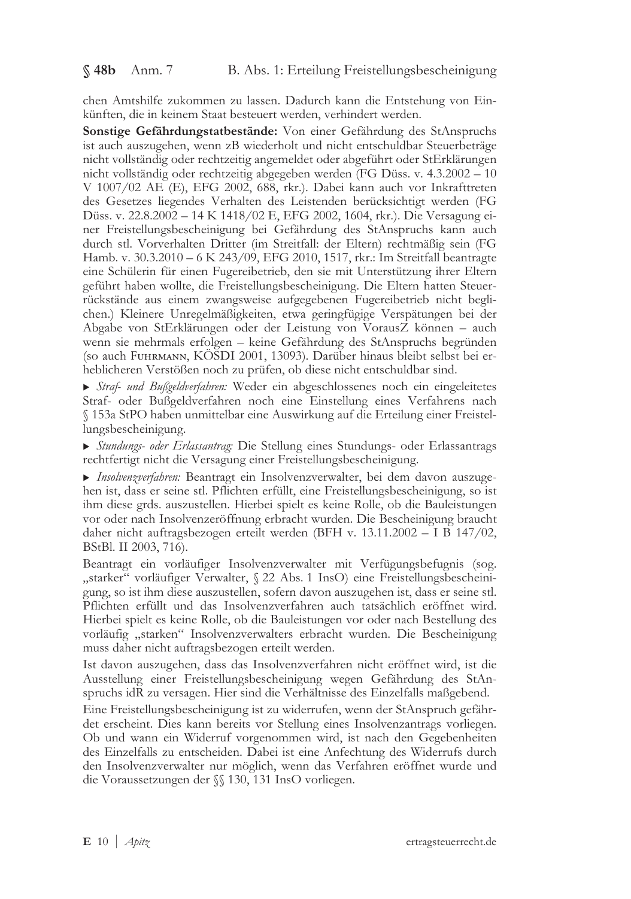chen Amtshilfe zukommen zu lassen. Dadurch kann die Entstehung von Einkünften, die in keinem Staat besteuert werden, verhindert werden.

**Sonstige Gefährdungstatbestände:** Von einer Gefährdung des StAnspruchs ist auch auszugehen, wenn zB wiederholt und nicht entschuldbar Steuerbeträge nicht vollständig oder rechtzeitig angemeldet oder abgeführt oder StErklärungen nicht vollständig oder rechtzeitig abgegeben werden (FG Düss. v. 4.3.2002 – 10 V 1007/02 AE (E), EFG 2002, 688, rkr.). Dabei kann auch vor Inkrafttreten des Gesetzes liegendes Verhalten des Leistenden berücksichtigt werden (FG Düss. v. 22.8.2002 – 14 K 1418/02 E, EFG 2002, 1604, rkr.). Die Versagung einer Freistellungsbescheinigung bei Gefährdung des StAnspruchs kann auch durch stl. Vorverhalten Dritter (im Streitfall: der Eltern) rechtmäßig sein (FG Hamb. v. 30.3.2010 – 6 K 243/09, EFG 2010, 1517, rkr.: Im Streitfall beantragte eine Schülerin für einen Fugereibetrieb, den sie mit Unterstützung ihrer Eltern geführt haben wollte, die Freistellungsbescheinigung. Die Eltern hatten Steuerrückstände aus einem zwangsweise aufgegebenen Fugereibetrieb nicht beglichen.) Kleinere Unregelmäßigkeiten, etwa geringfügige Verspätungen bei der Abgabe von StErklärungen oder der Leistung von VorausZ können – auch wenn sie mehrmals erfolgen – keine Gefährdung des StAnspruchs begründen (so auch Fuhrmann, KÖSDI 2001, 13093). Darüber hinaus bleibt selbst bei erheblicheren Verstößen noch zu prüfen, ob diese nicht entschuldbar sind.

▸ *Straf- und Bußgeldverfahren:* Weder ein abgeschlossenes noch ein eingeleitetes Straf- oder Bußgeldverfahren noch eine Einstellung eines Verfahrens nach § 153a StPO haben unmittelbar eine Auswirkung auf die Erteilung einer Freistellungsbescheinigung.

▸ *Stundungs- oder Erlassantrag:* Die Stellung eines Stundungs- oder Erlassantrags rechtfertigt nicht die Versagung einer Freistellungsbescheinigung.

▸ *Insolvenzverfahren:* Beantragt ein Insolvenzverwalter, bei dem davon auszugehen ist, dass er seine stl. Pflichten erfüllt, eine Freistellungsbescheinigung, so ist ihm diese grds. auszustellen. Hierbei spielt es keine Rolle, ob die Bauleistungen vor oder nach Insolvenzeröffnung erbracht wurden. Die Bescheinigung braucht daher nicht auftragsbezogen erteilt werden (BFH v. 13.11.2002 – I B 147/02, BStBl. II 2003, 716).

Beantragt ein vorläufiger Insolvenzverwalter mit Verfügungsbefugnis (sog. „starker" vorläufiger Verwalter, § 22 Abs. 1 InsO) eine Freistellungsbescheinigung, so ist ihm diese auszustellen, sofern davon auszugehen ist, dass er seine stl. Pflichten erfüllt und das Insolvenzverfahren auch tatsächlich eröffnet wird. Hierbei spielt es keine Rolle, ob die Bauleistungen vor oder nach Bestellung des vorläufig „starken" Insolvenzverwalters erbracht wurden. Die Bescheinigung muss daher nicht auftragsbezogen erteilt werden.

Ist davon auszugehen, dass das Insolvenzverfahren nicht eröffnet wird, ist die Ausstellung einer Freistellungsbescheinigung wegen Gefährdung des StAnspruchs idR zu versagen. Hier sind die Verhältnisse des Einzelfalls maßgebend.

Eine Freistellungsbescheinigung ist zu widerrufen, wenn der StAnspruch gefährdet erscheint. Dies kann bereits vor Stellung eines Insolvenzantrags vorliegen. Ob und wann ein Widerruf vorgenommen wird, ist nach den Gegebenheiten des Einzelfalls zu entscheiden. Dabei ist eine Anfechtung des Widerrufs durch den Insolvenzverwalter nur möglich, wenn das Verfahren eröffnet wurde und die Voraussetzungen der §§ 130, 131 InsO vorliegen.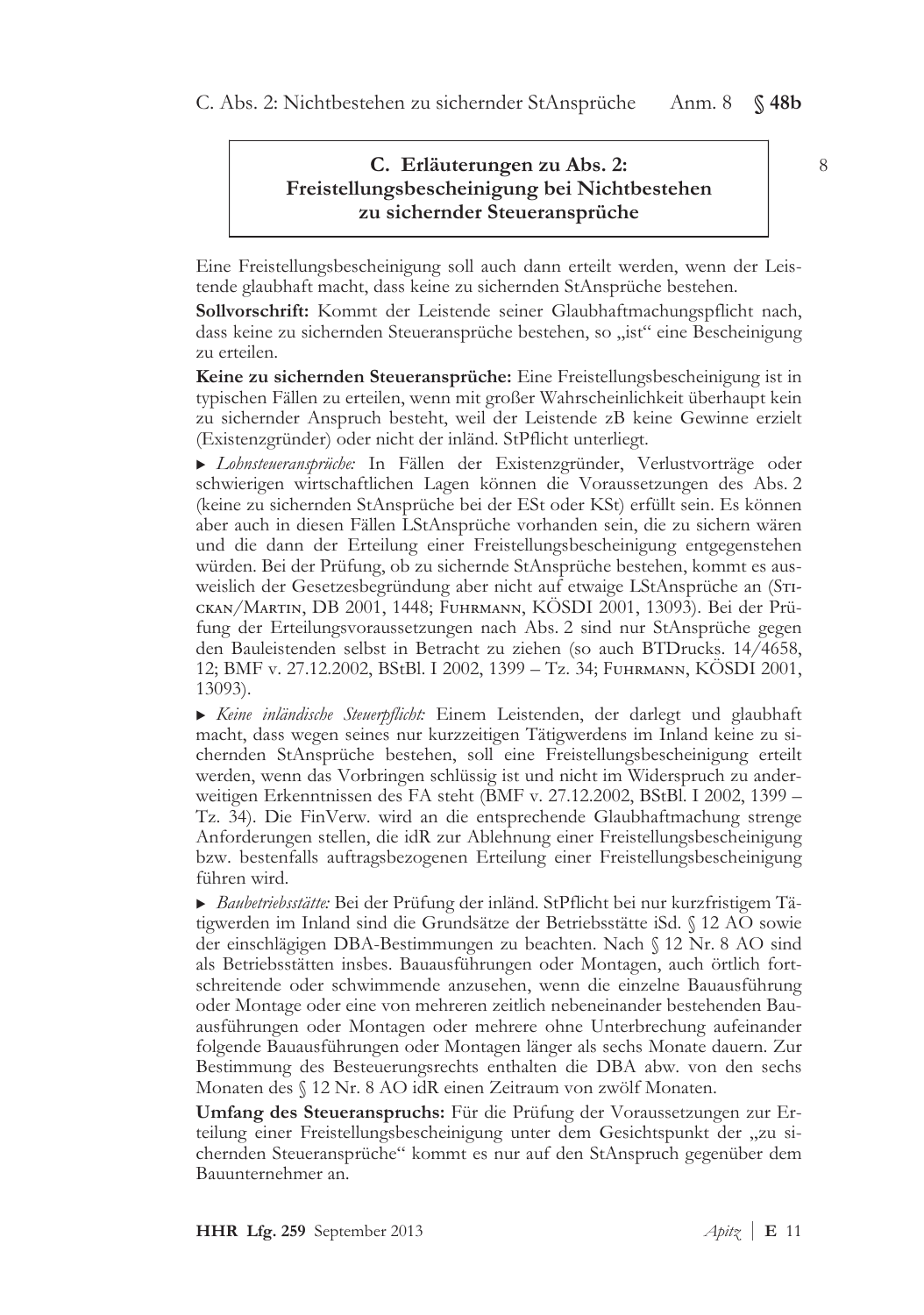## C. Erläuterungen zu Abs. 2: Freistellungsbescheinigung bei Nichtbestehen zu sichernder Steueransprüche

8

Eine Freistellungsbescheinigung soll auch dann erteilt werden, wenn der Leistende glaubhaft macht, dass keine zu sichernden StAnsprüche bestehen.

**Sollvorschrift:** Kommt der Leistende seiner Glaubhaftmachungspflicht nach, dass keine zu sichernden Steueransprüche bestehen, so „ist" eine Bescheinigung zu erteilen.

**Keine zu sichernden Steueransprüche:** Eine Freistellungsbescheinigung ist in typischen Fällen zu erteilen, wenn mit großer Wahrscheinlichkeit überhaupt kein zu sichernder Anspruch besteht, weil der Leistende zB keine Gewinne erzielt (Existenzgründer) oder nicht der inländ. StPflicht unterliegt.

▸ *Lohnsteueransprüche:* In Fällen der Existenzgründer, Verlustvorträge oder schwierigen wirtschaftlichen Lagen können die Voraussetzungen des Abs. 2 (keine zu sichernden StAnsprüche bei der ESt oder KSt) erfüllt sein. Es können aber auch in diesen Fällen LStAnsprüche vorhanden sein, die zu sichern wären und die dann der Erteilung einer Freistellungsbescheinigung entgegenstehen würden. Bei der Prüfung, ob zu sichernde StAnsprüche bestehen, kommt es ausweislich der Gesetzesbegründung aber nicht auf etwaige LStAnsprüche an (Stickan/Martin, DB 2001, 1448; Fuhrmann, KÖSDI 2001, 13093). Bei der Prüfung der Erteilungsvoraussetzungen nach Abs. 2 sind nur StAnsprüche gegen den Bauleistenden selbst in Betracht zu ziehen (so auch BTDrucks. 14/4658, 12; BMF v. 27.12.2002, BStBl. I 2002, 1399 – Tz. 34; Fuhrmann, KÖSDI 2001, 13093).

▸ *Keine inländische Steuerpflicht:* Einem Leistenden, der darlegt und glaubhaft macht, dass wegen seines nur kurzzeitigen Tätigwerdens im Inland keine zu sichernden StAnsprüche bestehen, soll eine Freistellungsbescheinigung erteilt werden, wenn das Vorbringen schlüssig ist und nicht im Widerspruch zu anderweitigen Erkenntnissen des FA steht (BMF v. 27.12.2002, BStBl. I 2002, 1399 – Tz. 34). Die FinVerw. wird an die entsprechende Glaubhaftmachung strenge Anforderungen stellen, die idR zur Ablehnung einer Freistellungsbescheinigung bzw. bestenfalls auftragsbezogenen Erteilung einer Freistellungsbescheinigung führen wird.

▸ *Baubetriebsstätte:* Bei der Prüfung der inländ. StPflicht bei nur kurzfristigem Tätigwerden im Inland sind die Grundsätze der Betriebsstätte iSd. § 12 AO sowie der einschlägigen DBA-Bestimmungen zu beachten. Nach § 12 Nr. 8 AO sind als Betriebsstätten insbes. Bauausführungen oder Montagen, auch örtlich fortschreitende oder schwimmende anzusehen, wenn die einzelne Bauausführung oder Montage oder eine von mehreren zeitlich nebeneinander bestehenden Bauausführungen oder Montagen oder mehrere ohne Unterbrechung aufeinander folgende Bauausführungen oder Montagen länger als sechs Monate dauern. Zur Bestimmung des Besteuerungsrechts enthalten die DBA abw. von den sechs Monaten des § 12 Nr. 8 AO idR einen Zeitraum von zwölf Monaten.

**Umfang des Steueranspruchs:** Für die Prüfung der Voraussetzungen zur Erteilung einer Freistellungsbescheinigung unter dem Gesichtspunkt der „zu sichernden Steueransprüche" kommt es nur auf den StAnspruch gegenüber dem Bauunternehmer an.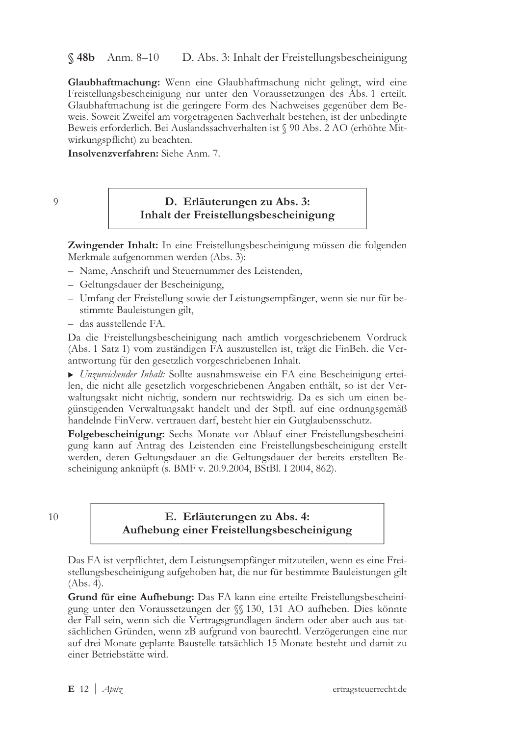**Glaubhaftmachung:** Wenn eine Glaubhaftmachung nicht gelingt, wird eine Freistellungsbescheinigung nur unter den Voraussetzungen des Abs. 1 erteilt. Glaubhaftmachung ist die geringere Form des Nachweises gegenüber dem Beweis. Soweit Zweifel am vorgetragenen Sachverhalt bestehen, ist der unbedingte Beweis erforderlich. Bei Auslandssachverhalten ist § 90 Abs. 2 AO (erhöhte Mitwirkungspflicht) zu beachten.

**Insolvenzverfahren:** Siehe Anm. 7.

9

## D. Erläuterungen zu Abs. 3: Inhalt der Freistellungsbescheinigung

**Zwingender Inhalt:** In eine Freistellungsbescheinigung müssen die folgenden Merkmale aufgenommen werden (Abs. 3):

- Name, Anschrift und Steuernummer des Leistenden,
- Geltungsdauer der Bescheinigung,
- Umfang der Freistellung sowie der Leistungsempfänger, wenn sie nur für bestimmte Bauleistungen gilt,
- das ausstellende FA.

Da die Freistellungsbescheinigung nach amtlich vorgeschriebenem Vordruck (Abs. 1 Satz 1) vom zuständigen FA auszustellen ist, trägt die FinBeh. die Verantwortung für den gesetzlich vorgeschriebenen Inhalt.

▸ *Unzureichender Inhalt:* Sollte ausnahmsweise ein FA eine Bescheinigung erteilen, die nicht alle gesetzlich vorgeschriebenen Angaben enthält, so ist der Verwaltungsakt nicht nichtig, sondern nur rechtswidrig. Da es sich um einen begünstigenden Verwaltungsakt handelt und der Stpfl. auf eine ordnungsgemäß handelnde FinVerw. vertrauen darf, besteht hier ein Gutglaubensschutz.

**Folgebescheinigung:** Sechs Monate vor Ablauf einer Freistellungsbescheinigung kann auf Antrag des Leistenden eine Freistellungsbescheinigung erstellt werden, deren Geltungsdauer an die Geltungsdauer der bereits erstellten Bescheinigung anknüpft (s. BMF v. 20.9.2004, BStBl. I 2004, 862).

10

## E. Erläuterungen zu Abs. 4: Aufhebung einer Freistellungsbescheinigung

Das FA ist verpflichtet, dem Leistungsempfänger mitzuteilen, wenn es eine Freistellungsbescheinigung aufgehoben hat, die nur für bestimmte Bauleistungen gilt (Abs. 4).

**Grund für eine Aufhebung:** Das FA kann eine erteilte Freistellungsbescheinigung unter den Voraussetzungen der §§ 130, 131 AO aufheben. Dies könnte der Fall sein, wenn sich die Vertragsgrundlagen ändern oder aber auch aus tatsächlichen Gründen, wenn zB aufgrund von baurechtl. Verzögerungen eine nur auf drei Monate geplante Baustelle tatsächlich 15 Monate besteht und damit zu einer Betriebstätte wird.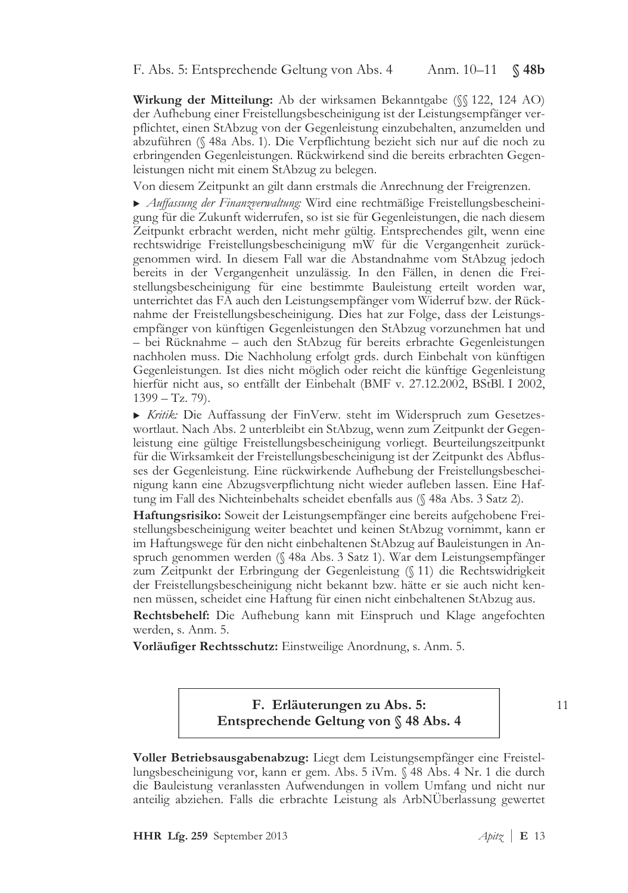**Wirkung der Mitteilung:** Ab der wirksamen Bekanntgabe (§§ 122, 124 AO) der Aufhebung einer Freistellungsbescheinigung ist der Leistungsempfänger verpflichtet, einen StAbzug von der Gegenleistung einzubehalten, anzumelden und abzuführen (§ 48a Abs. 1). Die Verpflichtung bezieht sich nur auf die noch zu erbringenden Gegenleistungen. Rückwirkend sind die bereits erbrachten Gegenleistungen nicht mit einem StAbzug zu belegen.

Von diesem Zeitpunkt an gilt dann erstmals die Anrechnung der Freigrenzen.

▸ *Auffassung der Finanzverwaltung:* Wird eine rechtmäßige Freistellungsbescheinigung für die Zukunft widerrufen, so ist sie für Gegenleistungen, die nach diesem Zeitpunkt erbracht werden, nicht mehr gültig. Entsprechendes gilt, wenn eine rechtswidrige Freistellungsbescheinigung mW für die Vergangenheit zurückgenommen wird. In diesem Fall war die Abstandnahme vom StAbzug jedoch bereits in der Vergangenheit unzulässig. In den Fällen, in denen die Freistellungsbescheinigung für eine bestimmte Bauleistung erteilt worden war, unterrichtet das FA auch den Leistungsempfänger vom Widerruf bzw. der Rücknahme der Freistellungsbescheinigung. Dies hat zur Folge, dass der Leistungsempfänger von künftigen Gegenleistungen den StAbzug vorzunehmen hat und – bei Rücknahme – auch den StAbzug für bereits erbrachte Gegenleistungen nachholen muss. Die Nachholung erfolgt grds. durch Einbehalt von künftigen Gegenleistungen. Ist dies nicht möglich oder reicht die künftige Gegenleistung hierfür nicht aus, so entfällt der Einbehalt (BMF v. 27.12.2002, BStBl. I 2002, 1399 – Tz. 79).

▸ *Kritik:* Die Auffassung der FinVerw. steht im Widerspruch zum Gesetzeswortlaut. Nach Abs. 2 unterbleibt ein StAbzug, wenn zum Zeitpunkt der Gegenleistung eine gültige Freistellungsbescheinigung vorliegt. Beurteilungszeitpunkt für die Wirksamkeit der Freistellungsbescheinigung ist der Zeitpunkt des Abflusses der Gegenleistung. Eine rückwirkende Aufhebung der Freistellungsbescheinigung kann eine Abzugsverpflichtung nicht wieder aufleben lassen. Eine Haftung im Fall des Nichteinbehalts scheidet ebenfalls aus (§ 48a Abs. 3 Satz 2).

**Haftungsrisiko:** Soweit der Leistungsempfänger eine bereits aufgehobene Freistellungsbescheinigung weiter beachtet und keinen StAbzug vornimmt, kann er im Haftungswege für den nicht einbehaltenen StAbzug auf Bauleistungen in Anspruch genommen werden (§ 48a Abs. 3 Satz 1). War dem Leistungsempfänger zum Zeitpunkt der Erbringung der Gegenleistung (§ 11) die Rechtswidrigkeit der Freistellungsbescheinigung nicht bekannt bzw. hätte er sie auch nicht kennen müssen, scheidet eine Haftung für einen nicht einbehaltenen StAbzug aus.

**Rechtsbehelf:** Die Aufhebung kann mit Einspruch und Klage angefochten werden, s. Anm. 5.

**Vorläufiger Rechtsschutz:** Einstweilige Anordnung, s. Anm. 5.

## F. Erläuterungen zu Abs. 5: Entsprechende Geltung von § 48 Abs. 4

11

**Voller Betriebsausgabenabzug:** Liegt dem Leistungsempfänger eine Freistellungsbescheinigung vor, kann er gem. Abs. 5 iVm. § 48 Abs. 4 Nr. 1 die durch die Bauleistung veranlassten Aufwendungen in vollem Umfang und nicht nur anteilig abziehen. Falls die erbrachte Leistung als ArbNÜberlassung gewertet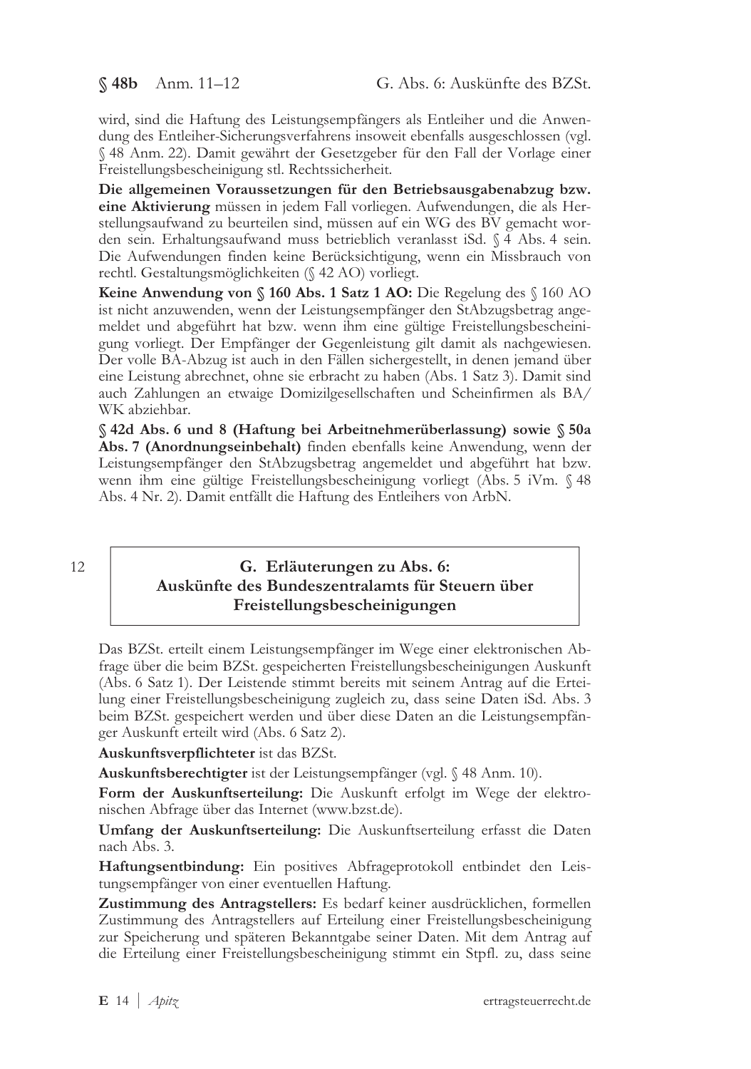wird, sind die Haftung des Leistungsempfängers als Entleiher und die Anwendung des Entleiher-Sicherungsverfahrens insoweit ebenfalls ausgeschlossen (vgl. § 48 Anm. 22). Damit gewährt der Gesetzgeber für den Fall der Vorlage einer Freistellungsbescheinigung stl. Rechtssicherheit.

**Die allgemeinen Voraussetzungen für den Betriebsausgabenabzug bzw. eine Aktivierung** müssen in jedem Fall vorliegen. Aufwendungen, die als Herstellungsaufwand zu beurteilen sind, müssen auf ein WG des BV gemacht worden sein. Erhaltungsaufwand muss betrieblich veranlasst iSd. § 4 Abs. 4 sein. Die Aufwendungen finden keine Berücksichtigung, wenn ein Missbrauch von rechtl. Gestaltungsmöglichkeiten (§ 42 AO) vorliegt.

**Keine Anwendung von § 160 Abs. 1 Satz 1 AO:** Die Regelung des § 160 AO ist nicht anzuwenden, wenn der Leistungsempfänger den StAbzugsbetrag angemeldet und abgeführt hat bzw. wenn ihm eine gültige Freistellungsbescheinigung vorliegt. Der Empfänger der Gegenleistung gilt damit als nachgewiesen. Der volle BA-Abzug ist auch in den Fällen sichergestellt, in denen jemand über eine Leistung abrechnet, ohne sie erbracht zu haben (Abs. 1 Satz 3). Damit sind auch Zahlungen an etwaige Domizilgesellschaften und Scheinfirmen als BA/WK abziehbar.

**§ 42d Abs. 6 und 8 (Haftung bei Arbeitnehmerüberlassung) sowie § 50a Abs. 7 (Anordnungseinbehalt)** finden ebenfalls keine Anwendung, wenn der Leistungsempfänger den StAbzugsbetrag angemeldet und abgeführt hat bzw. wenn ihm eine gültige Freistellungsbescheinigung vorliegt (Abs. 5 iVm. § 48 Abs. 4 Nr. 2). Damit entfällt die Haftung des Entleihers von ArbN.

12

## G. Erläuterungen zu Abs. 6: Auskünfte des Bundeszentralamts für Steuern über Freistellungsbescheinigungen

Das BZSt. erteilt einem Leistungsempfänger im Wege einer elektronischen Abfrage über die beim BZSt. gespeicherten Freistellungsbescheinigungen Auskunft (Abs. 6 Satz 1). Der Leistende stimmt bereits mit seinem Antrag auf die Erteilung einer Freistellungsbescheinigung zugleich zu, dass seine Daten iSd. Abs. 3 beim BZSt. gespeichert werden und über diese Daten an die Leistungsempfänger Auskunft erteilt wird (Abs. 6 Satz 2).

**Auskunftsverpflichteter** ist das BZSt.

**Auskunftsberechtigter** ist der Leistungsempfänger (vgl. § 48 Anm. 10).

**Form der Auskunftserteilung:** Die Auskunft erfolgt im Wege der elektronischen Abfrage über das Internet (www.bzst.de).

**Umfang der Auskunftserteilung:** Die Auskunftserteilung erfasst die Daten nach Abs. 3.

**Haftungsentbindung:** Ein positives Abfrageprotokoll entbindet den Leistungsempfänger von einer eventuellen Haftung.

**Zustimmung des Antragstellers:** Es bedarf keiner ausdrücklichen, formellen Zustimmung des Antragstellers auf Erteilung einer Freistellungsbescheinigung zur Speicherung und späteren Bekanntgabe seiner Daten. Mit dem Antrag auf die Erteilung einer Freistellungsbescheinigung stimmt ein Stpfl. zu, dass seine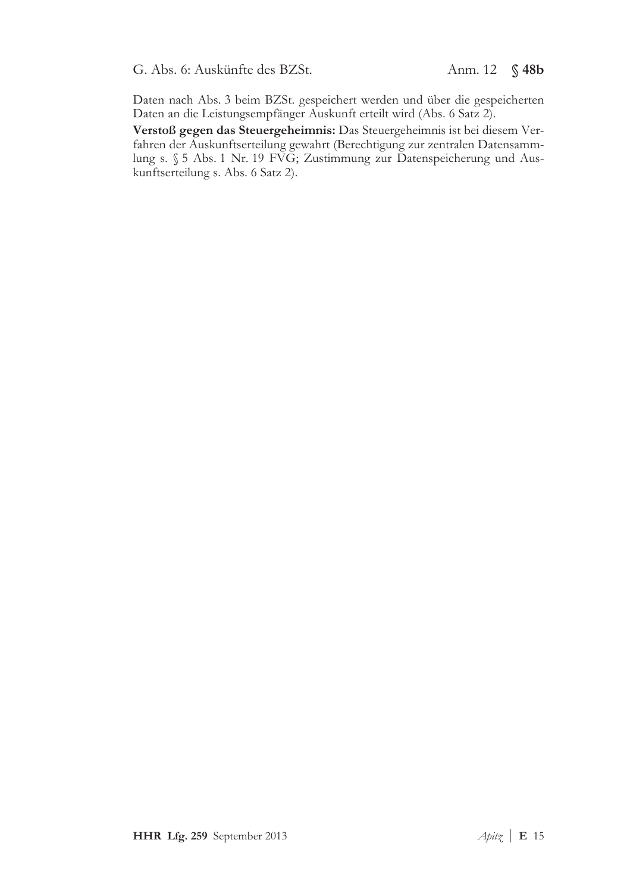Daten nach Abs. 3 beim BZSt. gespeichert werden und über die gespeicherten Daten an die Leistungsempfänger Auskunft erteilt wird (Abs. 6 Satz 2).

**Verstoß gegen das Steuergeheimnis:** Das Steuergeheimnis ist bei diesem Verfahren der Auskunftserteilung gewahrt (Berechtigung zur zentralen Datensammlung s. § 5 Abs. 1 Nr. 19 FVG; Zustimmung zur Datenspeicherung und Auskunftserteilung s. Abs. 6 Satz 2).